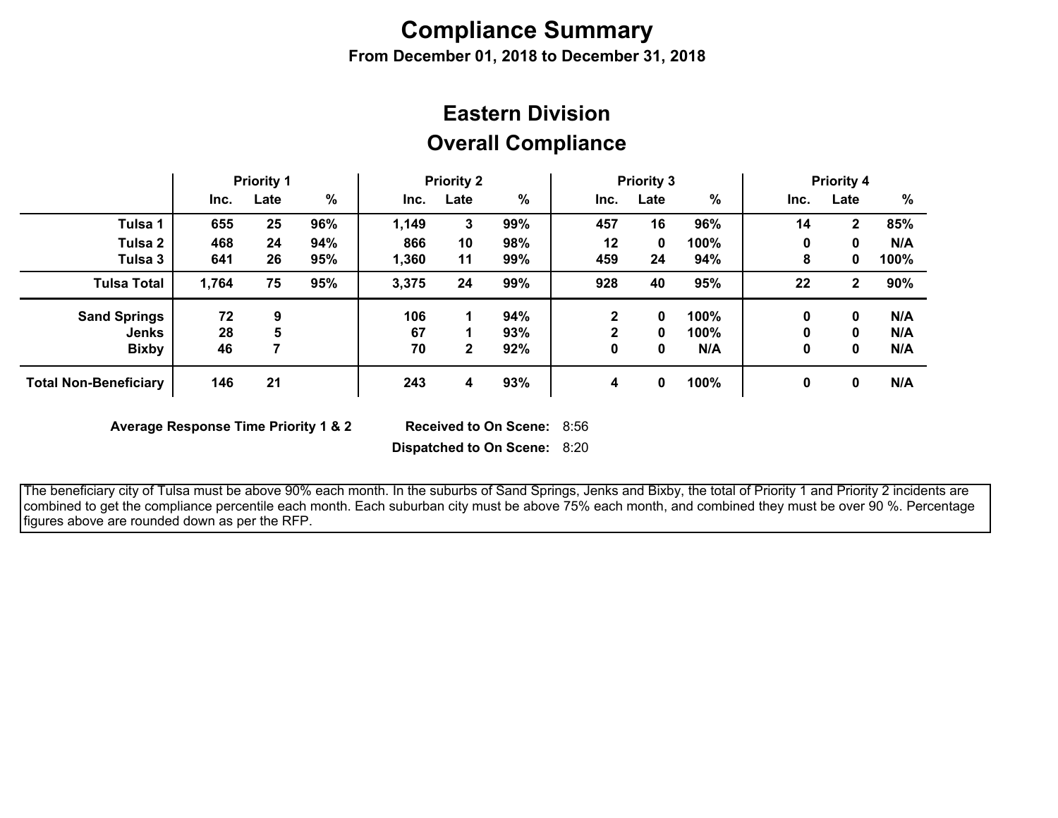# Compliance Summary

**From December 01, 2018 to December 31, 2018**

## Eastern Division

## Overall Compliance

| | Priority 1 | | | Priority 2 | | | Priority 3 | | | Priority 4 | | |
|---|---|---|---|---|---|---|---|---|---|---|---|---|
| | Inc. | Late | % | Inc. | Late | % | Inc. | Late | % | Inc. | Late | % |
| **Tulsa 1** | 655 | 25 | 96% | 1,149 | 3 | 99% | 457 | 16 | 96% | 14 | 2 | 85% |
| **Tulsa 2** | 468 | 24 | 94% | 866 | 10 | 98% | 12 | 0 | 100% | 0 | 0 | N/A |
| **Tulsa 3** | 641 | 26 | 95% | 1,360 | 11 | 99% | 459 | 24 | 94% | 8 | 0 | 100% |
| **Tulsa Total** | 1,764 | 75 | 95% | 3,375 | 24 | 99% | 928 | 40 | 95% | 22 | 2 | 90% |
| **Sand Springs** | 72 | 9 | | 106 | 1 | 94% | 2 | 0 | 100% | 0 | 0 | N/A |
| **Jenks** | 28 | 5 | | 67 | 1 | 93% | 2 | 0 | 100% | 0 | 0 | N/A |
| **Bixby** | 46 | 7 | | 70 | 2 | 92% | 0 | 0 | N/A | 0 | 0 | N/A |
| **Total Non-Beneficiary** | 146 | 21 | | 243 | 4 | 93% | 4 | 0 | 100% | 0 | 0 | N/A |

**Average Response Time Priority 1 & 2** **Received to On Scene:** 8:56

**Dispatched to On Scene:** 8:20

The beneficiary city of Tulsa must be above 90% each month. In the suburbs of Sand Springs, Jenks and Bixby, the total of Priority 1 and Priority 2 incidents are combined to get the compliance percentile each month. Each suburban city must be above 75% each month, and combined they must be over 90 %. Percentage figures above are rounded down as per the RFP.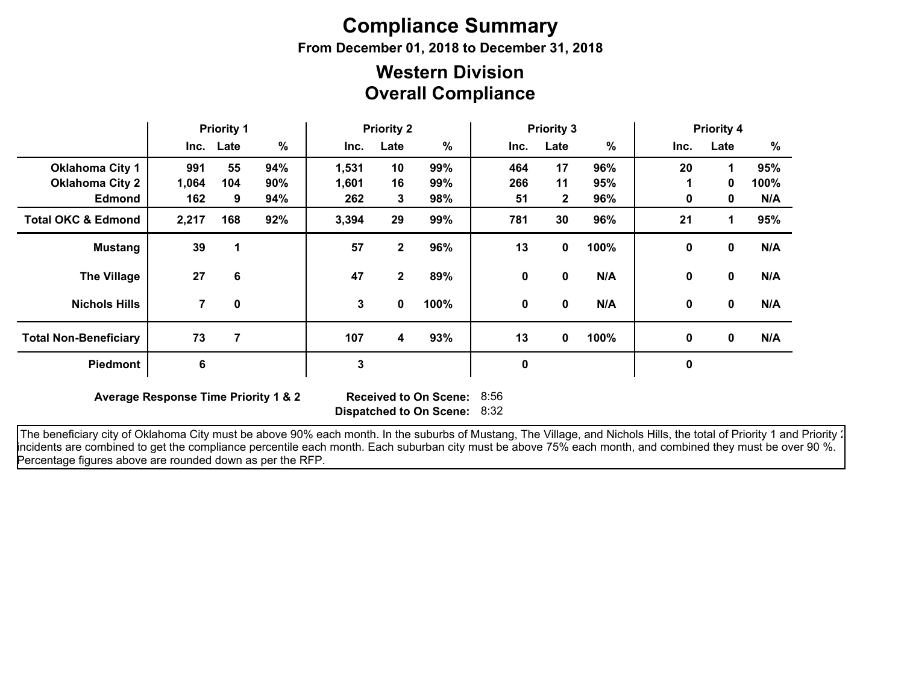# Compliance Summary

**From December 01, 2018 to December 31, 2018**

## Western Division
## Overall Compliance

| | Priority 1 | | | Priority 2 | | | Priority 3 | | | Priority 4 | | |
|---|---|---|---|---|---|---|---|---|---|---|---|---|
| | Inc. | Late | % | Inc. | Late | % | Inc. | Late | % | Inc. | Late | % |
| **Oklahoma City 1** | 991 | 55 | 94% | 1,531 | 10 | 99% | 464 | 17 | 96% | 20 | 1 | 95% |
| **Oklahoma City 2** | 1,064 | 104 | 90% | 1,601 | 16 | 99% | 266 | 11 | 95% | 1 | 0 | 100% |
| **Edmond** | 162 | 9 | 94% | 262 | 3 | 98% | 51 | 2 | 96% | 0 | 0 | N/A |
| **Total OKC & Edmond** | 2,217 | 168 | 92% | 3,394 | 29 | 99% | 781 | 30 | 96% | 21 | 1 | 95% |
| **Mustang** | 39 | 1 | | 57 | 2 | 96% | 13 | 0 | 100% | 0 | 0 | N/A |
| **The Village** | 27 | 6 | | 47 | 2 | 89% | 0 | 0 | N/A | 0 | 0 | N/A |
| **Nichols Hills** | 7 | 0 | | 3 | 0 | 100% | 0 | 0 | N/A | 0 | 0 | N/A |
| **Total Non-Beneficiary** | 73 | 7 | | 107 | 4 | 93% | 13 | 0 | 100% | 0 | 0 | N/A |
| **Piedmont** | 6 | | | 3 | | | 0 | | | 0 | | |

**Average Response Time Priority 1 & 2** **Received to On Scene:** 8:56
**Dispatched to On Scene:** 8:32

The beneficiary city of Oklahoma City must be above 90% each month. In the suburbs of Mustang, The Village, and Nichols Hills, the total of Priority 1 and Priority 2 incidents are combined to get the compliance percentile each month. Each suburban city must be above 75% each month, and combined they must be over 90 %. Percentage figures above are rounded down as per the RFP.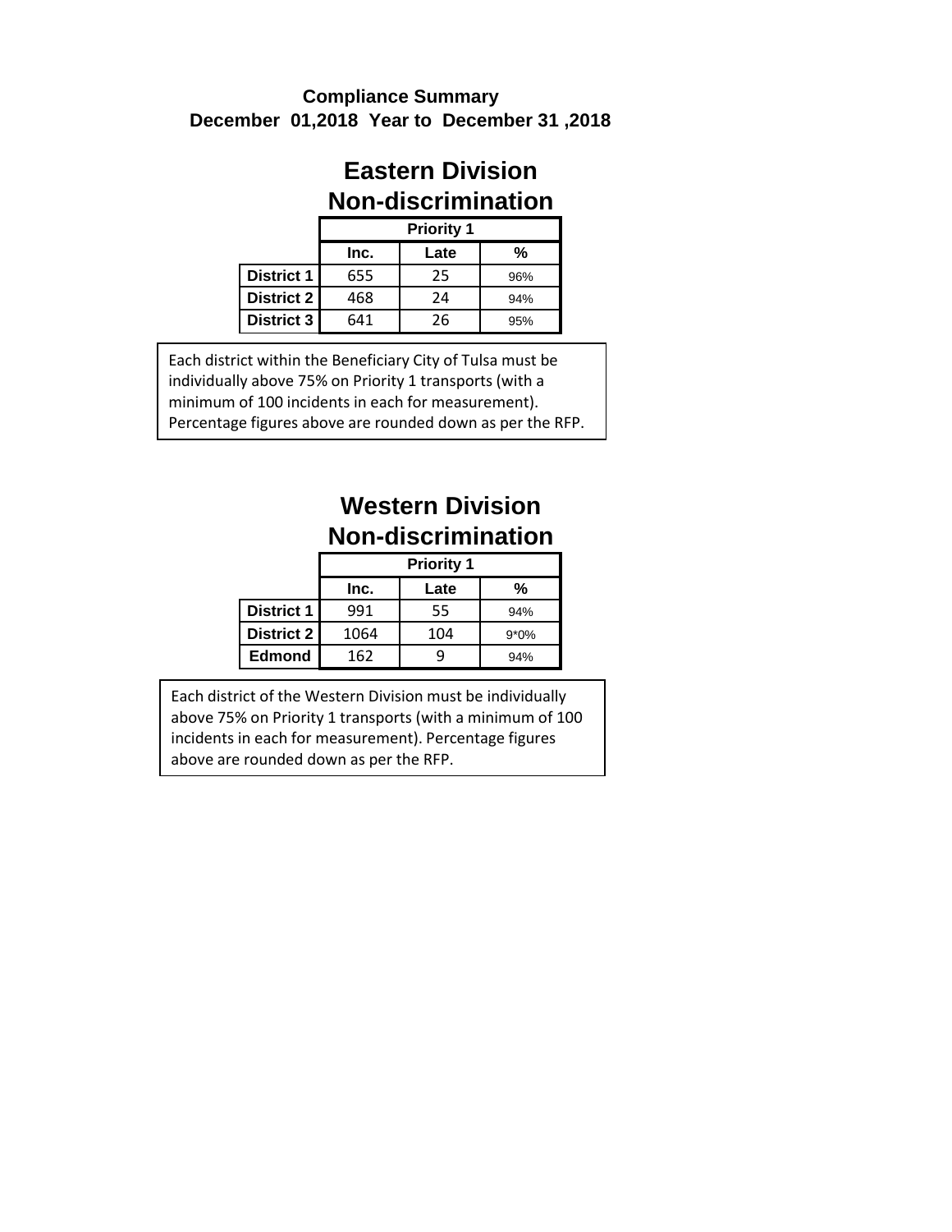**Compliance Summary**
**December 01,2018 Year to December 31 ,2018**

## Eastern Division
## Non-discrimination

| | Priority 1 | | |
|---|---|---|---|
| | **Inc.** | **Late** | **%** |
| **District 1** | 655 | 25 | 96% |
| **District 2** | 468 | 24 | 94% |
| **District 3** | 641 | 26 | 95% |

Each district within the Beneficiary City of Tulsa must be individually above 75% on Priority 1 transports (with a minimum of 100 incidents in each for measurement). Percentage figures above are rounded down as per the RFP.

## Western Division
## Non-discrimination

| | Priority 1 | | |
|---|---|---|---|
| | **Inc.** | **Late** | **%** |
| **District 1** | 991 | 55 | 94% |
| **District 2** | 1064 | 104 | 9*0% |
| **Edmond** | 162 | 9 | 94% |

Each district of the Western Division must be individually above 75% on Priority 1 transports (with a minimum of 100 incidents in each for measurement). Percentage figures above are rounded down as per the RFP.